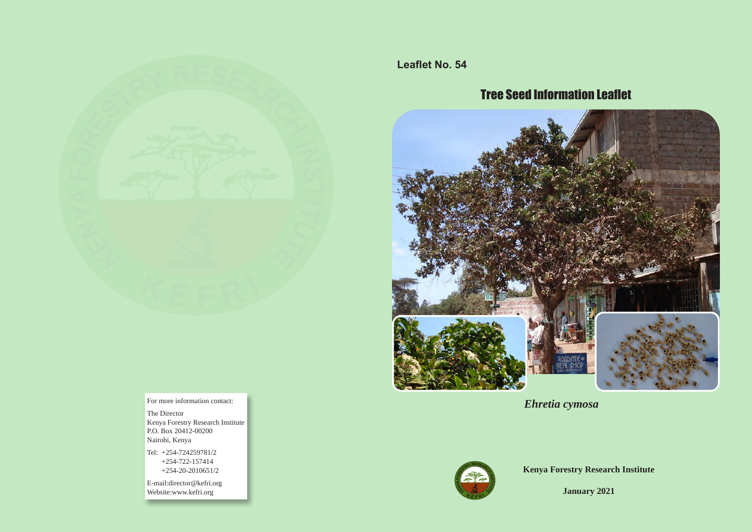For more information contact:

The Director
Kenya Forestry Research Institute
P.O. Box 20412-00200
Nairobi, Kenya

Tel: +254-724259781/2
+254-722-157414
+254-20-2010651/2

E-mail:director@kefri.org
Website:www.kefri.org

**Leaflet No. 54**

# Tree Seed Information Leaflet

*Ehretia cymosa*

**Kenya Forestry Research Institute**

**January 2021**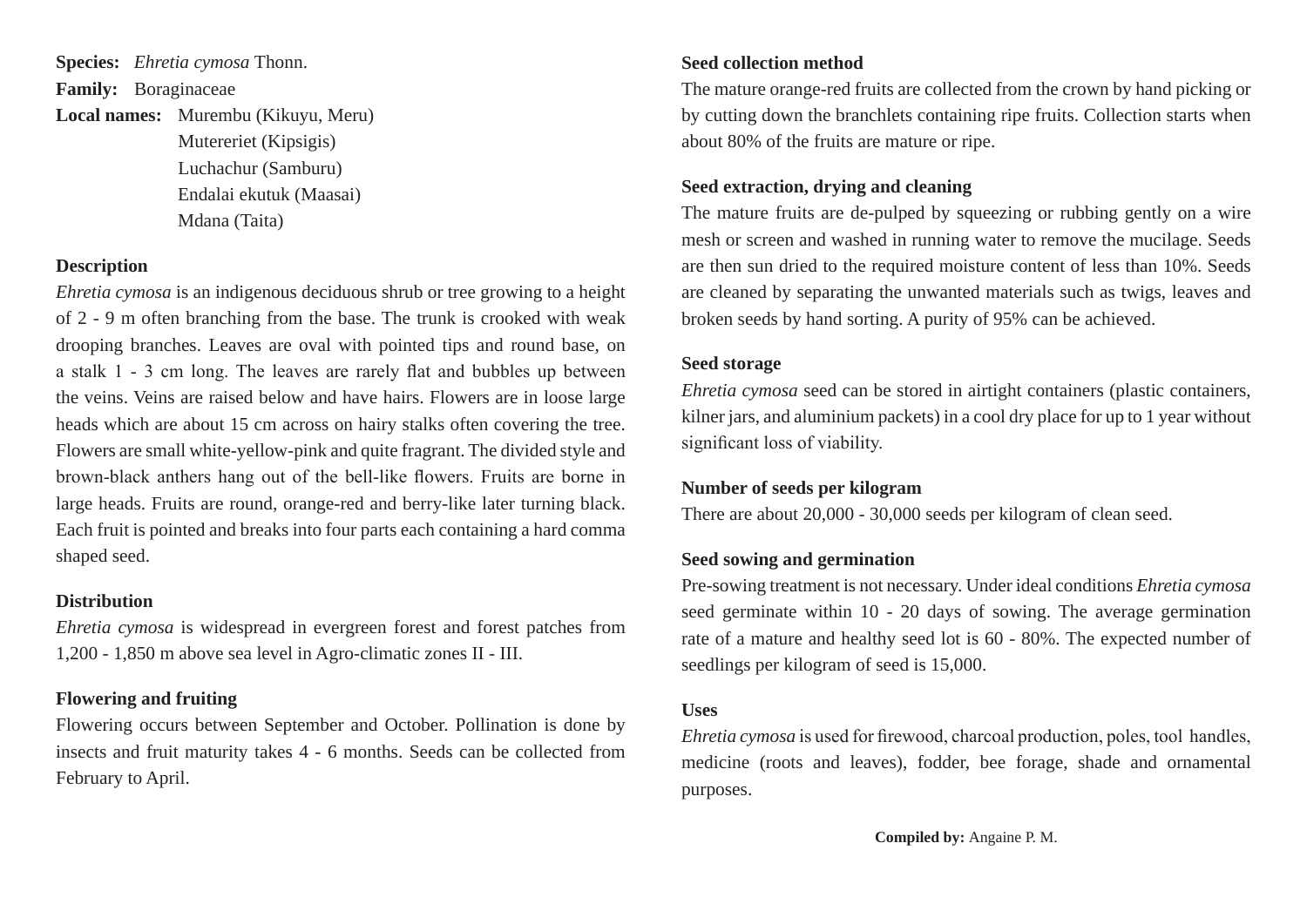**Species:** *Ehretia cymosa* Thonn.

**Family:** Boraginaceae

**Local names:** Murembu (Kikuyu, Meru)
Mutereriet (Kipsigis)
Luchachur (Samburu)
Endalai ekutuk (Maasai)
Mdana (Taita)

**Description**

*Ehretia cymosa* is an indigenous deciduous shrub or tree growing to a height of 2 - 9 m often branching from the base. The trunk is crooked with weak drooping branches. Leaves are oval with pointed tips and round base, on a stalk 1 - 3 cm long. The leaves are rarely flat and bubbles up between the veins. Veins are raised below and have hairs. Flowers are in loose large heads which are about 15 cm across on hairy stalks often covering the tree. Flowers are small white-yellow-pink and quite fragrant. The divided style and brown-black anthers hang out of the bell-like flowers. Fruits are borne in large heads. Fruits are round, orange-red and berry-like later turning black. Each fruit is pointed and breaks into four parts each containing a hard comma shaped seed.

**Distribution**

*Ehretia cymosa* is widespread in evergreen forest and forest patches from 1,200 - 1,850 m above sea level in Agro-climatic zones II - III.

**Flowering and fruiting**

Flowering occurs between September and October. Pollination is done by insects and fruit maturity takes 4 - 6 months. Seeds can be collected from February to April.

**Seed collection method**

The mature orange-red fruits are collected from the crown by hand picking or by cutting down the branchlets containing ripe fruits. Collection starts when about 80% of the fruits are mature or ripe.

**Seed extraction, drying and cleaning**

The mature fruits are de-pulped by squeezing or rubbing gently on a wire mesh or screen and washed in running water to remove the mucilage. Seeds are then sun dried to the required moisture content of less than 10%. Seeds are cleaned by separating the unwanted materials such as twigs, leaves and broken seeds by hand sorting. A purity of 95% can be achieved.

**Seed storage**

*Ehretia cymosa* seed can be stored in airtight containers (plastic containers, kilner jars, and aluminium packets) in a cool dry place for up to 1 year without significant loss of viability.

**Number of seeds per kilogram**

There are about 20,000 - 30,000 seeds per kilogram of clean seed.

**Seed sowing and germination**

Pre-sowing treatment is not necessary. Under ideal conditions *Ehretia cymosa* seed germinate within 10 - 20 days of sowing. The average germination rate of a mature and healthy seed lot is 60 - 80%. The expected number of seedlings per kilogram of seed is 15,000.

**Uses**

*Ehretia cymosa* is used for firewood, charcoal production, poles, tool handles, medicine (roots and leaves), fodder, bee forage, shade and ornamental purposes.

**Compiled by:** Angaine P. M.